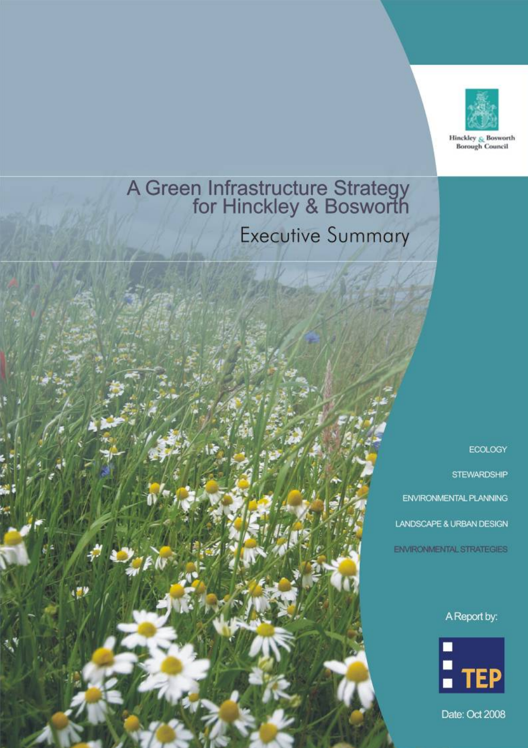Hinckley & Bosworth Borough Council

# A Green Infrastructure Strategy for Hinckley & Bosworth

## Executive Summary

ECOLOGY

STEWARDSHIP

ENVIRONMENTAL PLANNING

LANDSCAPE & URBAN DESIGN

ENVIRONMENTAL STRATEGIES

A Report by:

TEP

Date: Oct 2008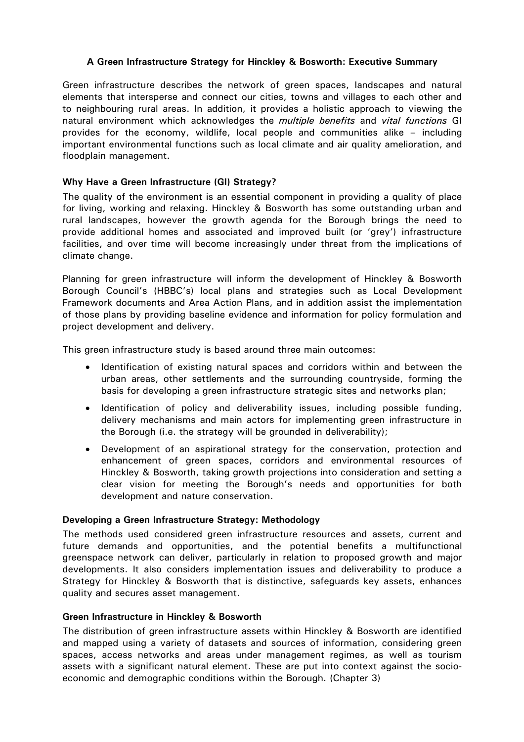# A Green Infrastructure Strategy for Hinckley & Bosworth: Executive Summary

Green infrastructure describes the network of green spaces, landscapes and natural elements that intersperse and connect our cities, towns and villages to each other and to neighbouring rural areas. In addition, it provides a holistic approach to viewing the natural environment which acknowledges the *multiple benefits* and *vital functions* GI provides for the economy, wildlife, local people and communities alike – including important environmental functions such as local climate and air quality amelioration, and floodplain management.

## Why Have a Green Infrastructure (GI) Strategy?

The quality of the environment is an essential component in providing a quality of place for living, working and relaxing. Hinckley & Bosworth has some outstanding urban and rural landscapes, however the growth agenda for the Borough brings the need to provide additional homes and associated and improved built (or 'grey') infrastructure facilities, and over time will become increasingly under threat from the implications of climate change.

Planning for green infrastructure will inform the development of Hinckley & Bosworth Borough Council's (HBBC's) local plans and strategies such as Local Development Framework documents and Area Action Plans, and in addition assist the implementation of those plans by providing baseline evidence and information for policy formulation and project development and delivery.

This green infrastructure study is based around three main outcomes:

- Identification of existing natural spaces and corridors within and between the urban areas, other settlements and the surrounding countryside, forming the basis for developing a green infrastructure strategic sites and networks plan;
- Identification of policy and deliverability issues, including possible funding, delivery mechanisms and main actors for implementing green infrastructure in the Borough (i.e. the strategy will be grounded in deliverability);
- Development of an aspirational strategy for the conservation, protection and enhancement of green spaces, corridors and environmental resources of Hinckley & Bosworth, taking growth projections into consideration and setting a clear vision for meeting the Borough's needs and opportunities for both development and nature conservation.

## Developing a Green Infrastructure Strategy: Methodology

The methods used considered green infrastructure resources and assets, current and future demands and opportunities, and the potential benefits a multifunctional greenspace network can deliver, particularly in relation to proposed growth and major developments. It also considers implementation issues and deliverability to produce a Strategy for Hinckley & Bosworth that is distinctive, safeguards key assets, enhances quality and secures asset management.

## Green Infrastructure in Hinckley & Bosworth

The distribution of green infrastructure assets within Hinckley & Bosworth are identified and mapped using a variety of datasets and sources of information, considering green spaces, access networks and areas under management regimes, as well as tourism assets with a significant natural element. These are put into context against the socio-economic and demographic conditions within the Borough. (Chapter 3)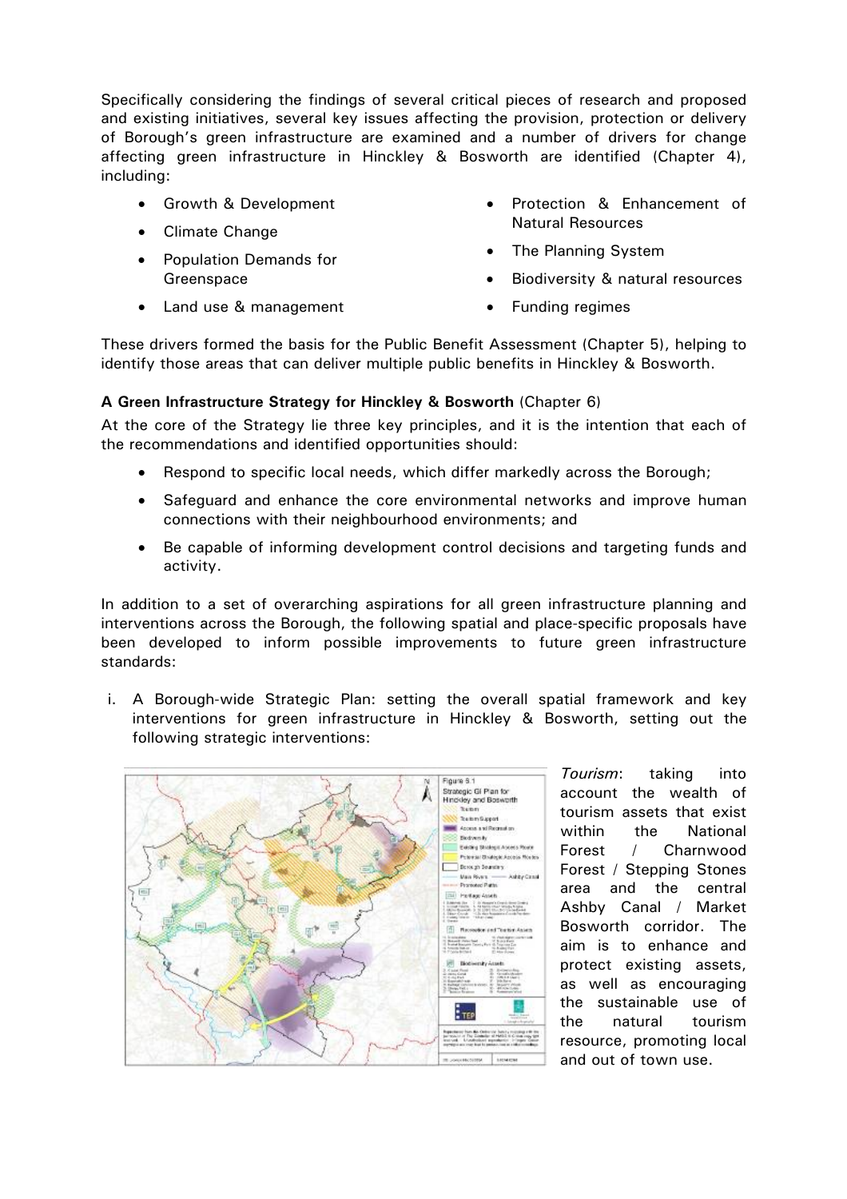Specifically considering the findings of several critical pieces of research and proposed and existing initiatives, several key issues affecting the provision, protection or delivery of Borough's green infrastructure are examined and a number of drivers for change affecting green infrastructure in Hinckley & Bosworth are identified (Chapter 4), including:

- Growth & Development
- Climate Change
- Population Demands for Greenspace
- Land use & management
- Protection & Enhancement of Natural Resources
- The Planning System
- Biodiversity & natural resources
- Funding regimes

These drivers formed the basis for the Public Benefit Assessment (Chapter 5), helping to identify those areas that can deliver multiple public benefits in Hinckley & Bosworth.

**A Green Infrastructure Strategy for Hinckley & Bosworth** (Chapter 6)

At the core of the Strategy lie three key principles, and it is the intention that each of the recommendations and identified opportunities should:

- Respond to specific local needs, which differ markedly across the Borough;
- Safeguard and enhance the core environmental networks and improve human connections with their neighbourhood environments; and
- Be capable of informing development control decisions and targeting funds and activity.

In addition to a set of overarching aspirations for all green infrastructure planning and interventions across the Borough, the following spatial and place-specific proposals have been developed to inform possible improvements to future green infrastructure standards:

i. A Borough-wide Strategic Plan: setting the overall spatial framework and key interventions for green infrastructure in Hinckley & Bosworth, setting out the following strategic interventions:

*Tourism*: taking into account the wealth of tourism assets that exist within the National Forest / Charnwood Forest / Stepping Stones area and the central Ashby Canal / Market Bosworth corridor. The aim is to enhance and protect existing assets, as well as encouraging the sustainable use of the natural tourism resource, promoting local and out of town use.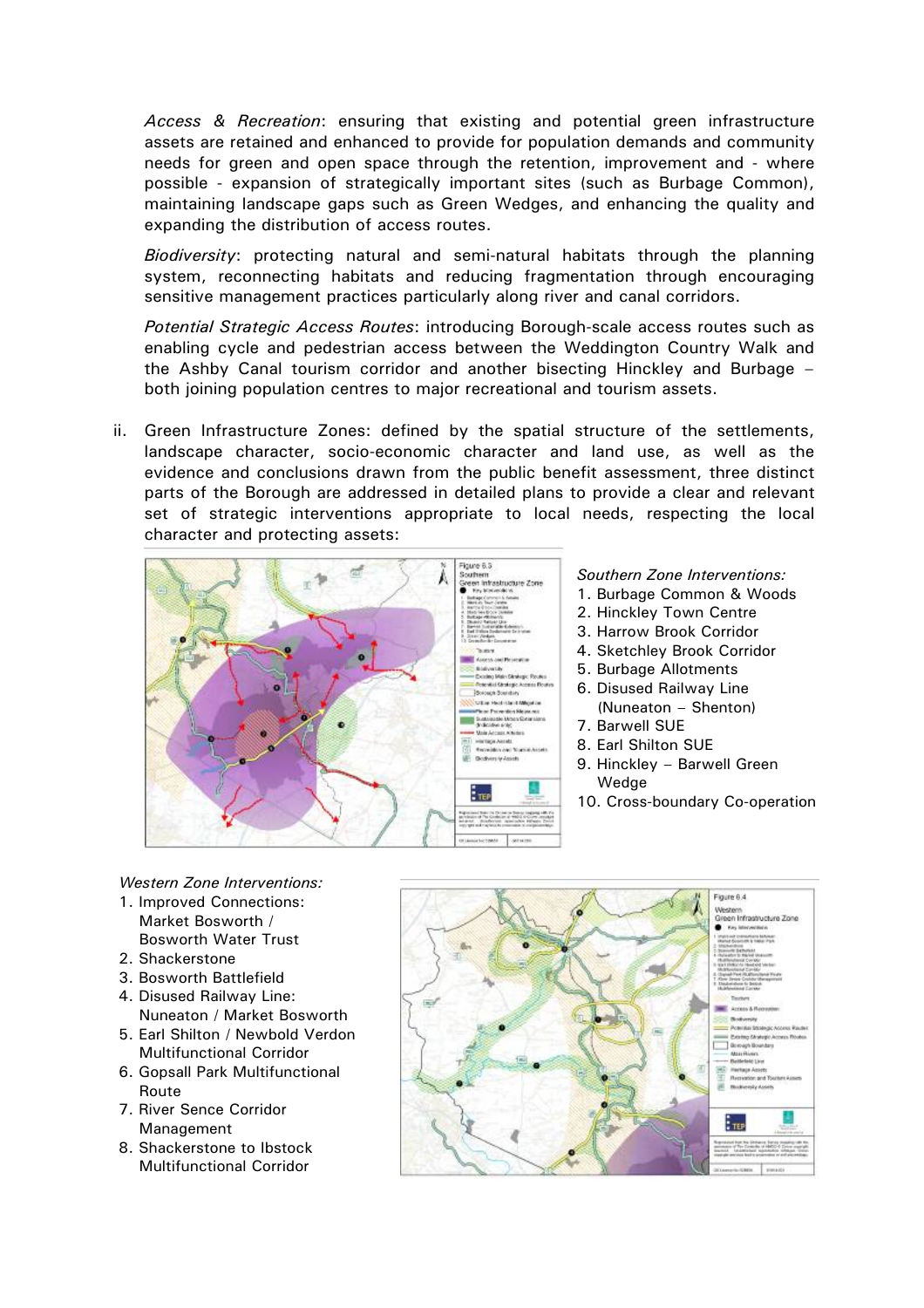*Access & Recreation*: ensuring that existing and potential green infrastructure assets are retained and enhanced to provide for population demands and community needs for green and open space through the retention, improvement and - where possible - expansion of strategically important sites (such as Burbage Common), maintaining landscape gaps such as Green Wedges, and enhancing the quality and expanding the distribution of access routes.

*Biodiversity*: protecting natural and semi-natural habitats through the planning system, reconnecting habitats and reducing fragmentation through encouraging sensitive management practices particularly along river and canal corridors.

*Potential Strategic Access Routes*: introducing Borough-scale access routes such as enabling cycle and pedestrian access between the Weddington Country Walk and the Ashby Canal tourism corridor and another bisecting Hinckley and Burbage – both joining population centres to major recreational and tourism assets.

ii. Green Infrastructure Zones: defined by the spatial structure of the settlements, landscape character, socio-economic character and land use, as well as the evidence and conclusions drawn from the public benefit assessment, three distinct parts of the Borough are addressed in detailed plans to provide a clear and relevant set of strategic interventions appropriate to local needs, respecting the local character and protecting assets:

*Southern Zone Interventions:*

1. Burbage Common & Woods
2. Hinckley Town Centre
3. Harrow Brook Corridor
4. Sketchley Brook Corridor
5. Burbage Allotments
6. Disused Railway Line (Nuneaton – Shenton)
7. Barwell SUE
8. Earl Shilton SUE
9. Hinckley – Barwell Green Wedge
10. Cross-boundary Co-operation

*Western Zone Interventions:*

1. Improved Connections: Market Bosworth / Bosworth Water Trust
2. Shackerstone
3. Bosworth Battlefield
4. Disused Railway Line: Nuneaton / Market Bosworth
5. Earl Shilton / Newbold Verdon Multifunctional Corridor
6. Gopsall Park Multifunctional Route
7. River Sence Corridor Management
8. Shackerstone to Ibstock Multifunctional Corridor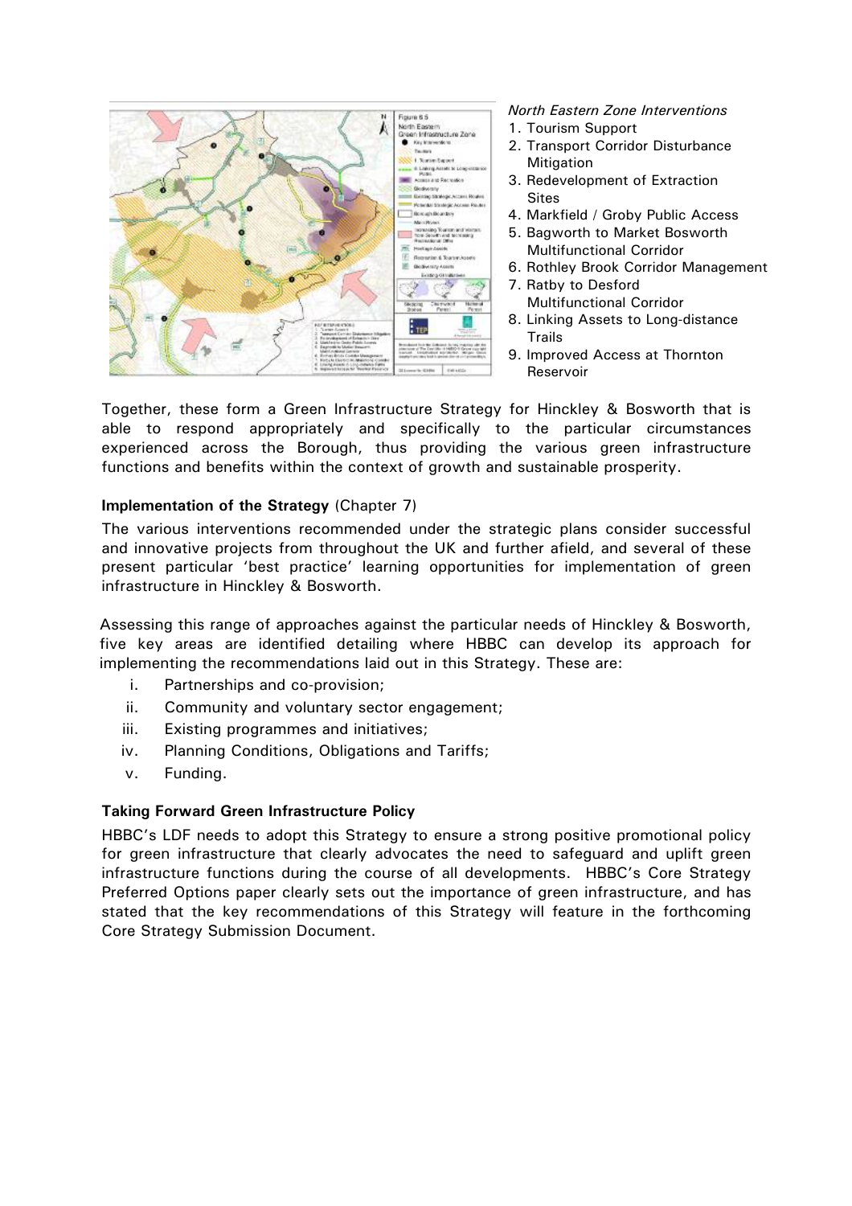*North Eastern Zone Interventions*

1. Tourism Support
2. Transport Corridor Disturbance Mitigation
3. Redevelopment of Extraction Sites
4. Markfield / Groby Public Access
5. Bagworth to Market Bosworth Multifunctional Corridor
6. Rothley Brook Corridor Management
7. Ratby to Desford Multifunctional Corridor
8. Linking Assets to Long-distance Trails
9. Improved Access at Thornton Reservoir

Together, these form a Green Infrastructure Strategy for Hinckley & Bosworth that is able to respond appropriately and specifically to the particular circumstances experienced across the Borough, thus providing the various green infrastructure functions and benefits within the context of growth and sustainable prosperity.

**Implementation of the Strategy** (Chapter 7)

The various interventions recommended under the strategic plans consider successful and innovative projects from throughout the UK and further afield, and several of these present particular 'best practice' learning opportunities for implementation of green infrastructure in Hinckley & Bosworth.

Assessing this range of approaches against the particular needs of Hinckley & Bosworth, five key areas are identified detailing where HBBC can develop its approach for implementing the recommendations laid out in this Strategy. These are:

i. Partnerships and co-provision;
ii. Community and voluntary sector engagement;
iii. Existing programmes and initiatives;
iv. Planning Conditions, Obligations and Tariffs;
v. Funding.

**Taking Forward Green Infrastructure Policy**

HBBC's LDF needs to adopt this Strategy to ensure a strong positive promotional policy for green infrastructure that clearly advocates the need to safeguard and uplift green infrastructure functions during the course of all developments. HBBC's Core Strategy Preferred Options paper clearly sets out the importance of green infrastructure, and has stated that the key recommendations of this Strategy will feature in the forthcoming Core Strategy Submission Document.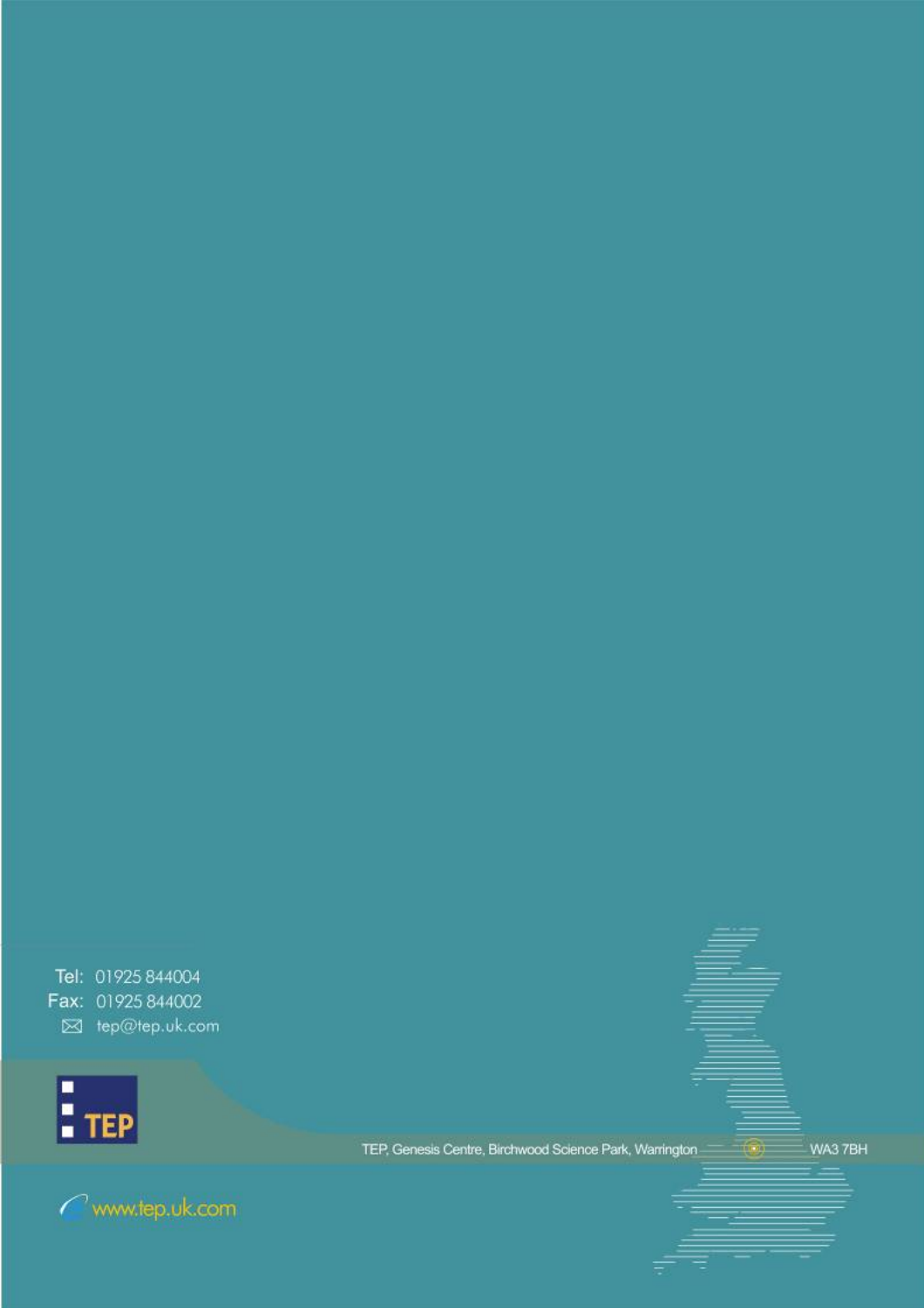Tel: 01925 844004
Fax: 01925 844002
tep@tep.uk.com

TEP

TEP, Genesis Centre, Birchwood Science Park, Warrington WA3 7BH

www.tep.uk.com